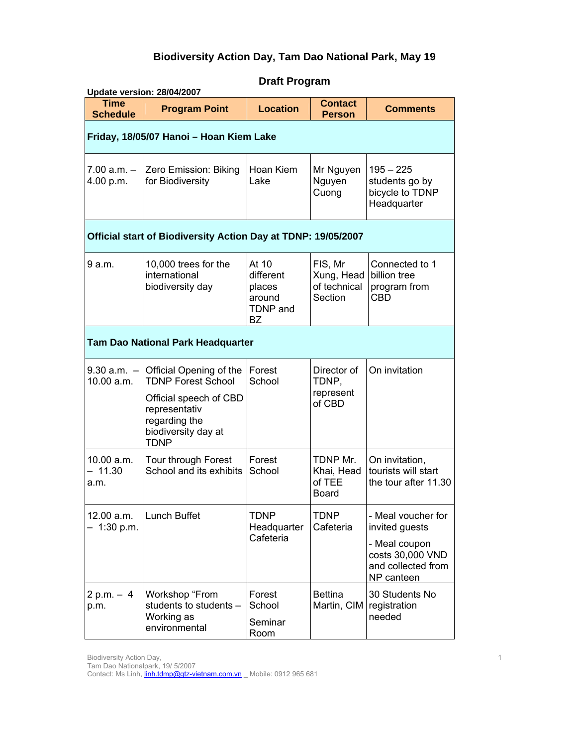# Biodiversity Action Day, Tam Dao National Park, May 19

## Draft Program

**Update version: 28/04/2007**

| Time Schedule | Program Point | Location | Contact Person | Comments |
|---|---|---|---|---|
| **Friday, 18/05/07 Hanoi – Hoan Kiem Lake** | | | | |
| 7.00 a.m. – 4.00 p.m. | Zero Emission: Biking for Biodiversity | Hoan Kiem Lake | Mr Nguyen Nguyen Cuong | 195 – 225 students go by bicycle to TDNP Headquarter |
| **Official start of Biodiversity Action Day at TDNP: 19/05/2007** | | | | |
| 9 a.m. | 10,000 trees for the international biodiversity day | At 10 different places around TDNP and BZ | FIS, Mr Xung, Head of technical Section | Connected to 1 billion tree program from CBD |
| **Tam Dao National Park Headquarter** | | | | |
| 9.30 a.m. – 10.00 a.m. | Official Opening of the TDNP Forest School<br><br>Official speech of CBD representativ regarding the biodiversity day at TDNP | Forest School | Director of TDNP, represent of CBD | On invitation |
| 10.00 a.m. – 11.30 a.m. | Tour through Forest School and its exhibits | Forest School | TDNP Mr. Khai, Head of TEE Board | On invitation, tourists will start the tour after 11.30 |
| 12.00 a.m. – 1:30 p.m. | Lunch Buffet | TDNP Headquarter Cafeteria | TDNP Cafeteria | - Meal voucher for invited guests<br><br>- Meal coupon costs 30,000 VND and collected from NP canteen |
| 2 p.m. – 4 p.m. | Workshop "From students to students – Working as environmental | Forest School<br><br>Seminar Room | Bettina Martin, CIM | 30 Students No registration needed |

Biodiversity Action Day,
Tam Dao Nationalpark, 19/ 5/2007
Contact: Ms Linh, linh.tdmp@gtz-vietnam.com.vn _ Mobile: 0912 965 681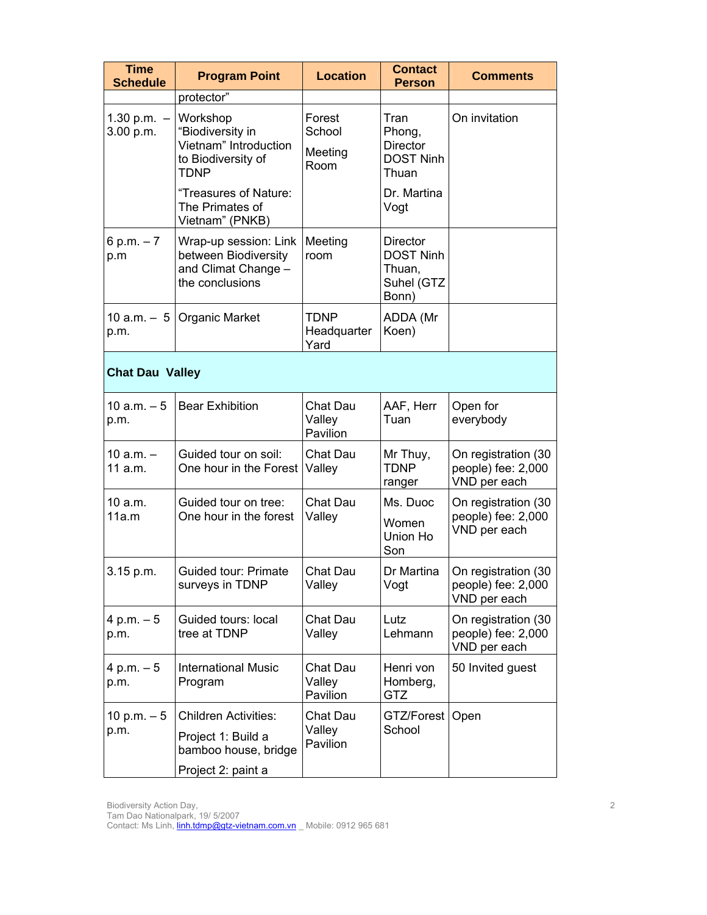| Time Schedule | Program Point | Location | Contact Person | Comments |
|---|---|---|---|---|
| | protector" | | | |
| 1.30 p.m. – 3.00 p.m. | Workshop "Biodiversity in Vietnam" Introduction to Biodiversity of TDNP<br><br>"Treasures of Nature: The Primates of Vietnam" (PNKB) | Forest School<br><br>Meeting Room | Tran Phong, Director DOST Ninh Thuan<br><br>Dr. Martina Vogt | On invitation |
| 6 p.m. – 7 p.m | Wrap-up session: Link between Biodiversity and Climat Change – the conclusions | Meeting room | Director DOST Ninh Thuan, Suhel (GTZ Bonn) | |
| 10 a.m. – 5 p.m. | Organic Market | TDNP Headquarter Yard | ADDA (Mr Koen) | |
| **Chat Dau Valley** | | | | |
| 10 a.m. – 5 p.m. | Bear Exhibition | Chat Dau Valley Pavilion | AAF, Herr Tuan | Open for everybody |
| 10 a.m. – 11 a.m. | Guided tour on soil: One hour in the Forest | Chat Dau Valley | Mr Thuy, TDNP ranger | On registration (30 people) fee: 2,000 VND per each |
| 10 a.m. 11a.m | Guided tour on tree: One hour in the forest | Chat Dau Valley | Ms. Duoc<br><br>Women Union Ho Son | On registration (30 people) fee: 2,000 VND per each |
| 3.15 p.m. | Guided tour: Primate surveys in TDNP | Chat Dau Valley | Dr Martina Vogt | On registration (30 people) fee: 2,000 VND per each |
| 4 p.m. – 5 p.m. | Guided tours: local tree at TDNP | Chat Dau Valley | Lutz Lehmann | On registration (30 people) fee: 2,000 VND per each |
| 4 p.m. – 5 p.m. | International Music Program | Chat Dau Valley Pavilion | Henri von Homberg, GTZ | 50 Invited guest |
| 10 p.m. – 5 p.m. | Children Activities:<br><br>Project 1: Build a bamboo house, bridge<br><br>Project 2: paint a | Chat Dau Valley Pavilion | GTZ/Forest School | Open |

Biodiversity Action Day,
Tam Dao Nationalpark, 19/ 5/2007
Contact: Ms Linh, linh.tdmp@gtz-vietnam.com.vn _ Mobile: 0912 965 681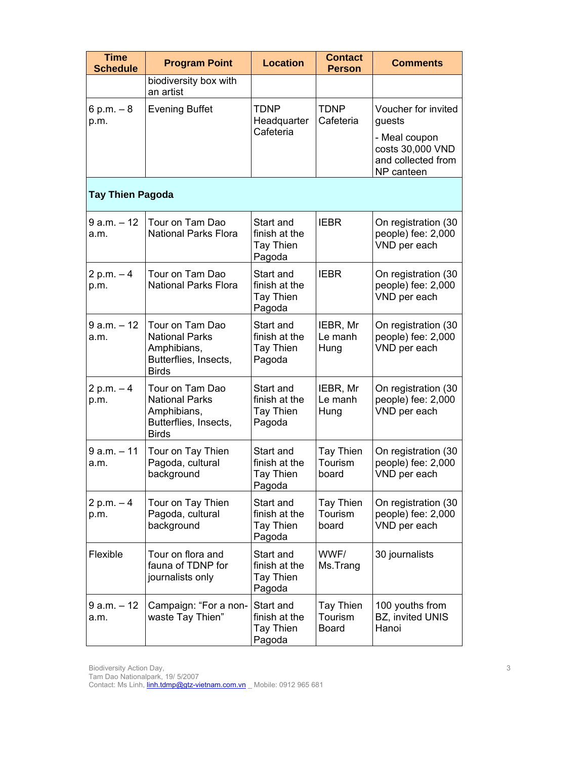| Time Schedule | Program Point | Location | Contact Person | Comments |
|---|---|---|---|---|
| | biodiversity box with an artist | | | |
| 6 p.m. – 8 p.m. | Evening Buffet | TDNP Headquarter Cafeteria | TDNP Cafeteria | Voucher for invited guests<br>- Meal coupon costs 30,000 VND and collected from NP canteen |
| **Tay Thien Pagoda** | | | | |
| 9 a.m. – 12 a.m. | Tour on Tam Dao National Parks Flora | Start and finish at the Tay Thien Pagoda | IEBR | On registration (30 people) fee: 2,000 VND per each |
| 2 p.m. – 4 p.m. | Tour on Tam Dao National Parks Flora | Start and finish at the Tay Thien Pagoda | IEBR | On registration (30 people) fee: 2,000 VND per each |
| 9 a.m. – 12 a.m. | Tour on Tam Dao National Parks Amphibians, Butterflies, Insects, Birds | Start and finish at the Tay Thien Pagoda | IEBR, Mr Le manh Hung | On registration (30 people) fee: 2,000 VND per each |
| 2 p.m. – 4 p.m. | Tour on Tam Dao National Parks Amphibians, Butterflies, Insects, Birds | Start and finish at the Tay Thien Pagoda | IEBR, Mr Le manh Hung | On registration (30 people) fee: 2,000 VND per each |
| 9 a.m. – 11 a.m. | Tour on Tay Thien Pagoda, cultural background | Start and finish at the Tay Thien Pagoda | Tay Thien Tourism board | On registration (30 people) fee: 2,000 VND per each |
| 2 p.m. – 4 p.m. | Tour on Tay Thien Pagoda, cultural background | Start and finish at the Tay Thien Pagoda | Tay Thien Tourism board | On registration (30 people) fee: 2,000 VND per each |
| Flexible | Tour on flora and fauna of TDNP for journalists only | Start and finish at the Tay Thien Pagoda | WWF/ Ms.Trang | 30 journalists |
| 9 a.m. – 12 a.m. | Campaign: "For a non-waste Tay Thien" | Start and finish at the Tay Thien Pagoda | Tay Thien Tourism Board | 100 youths from BZ, invited UNIS Hanoi |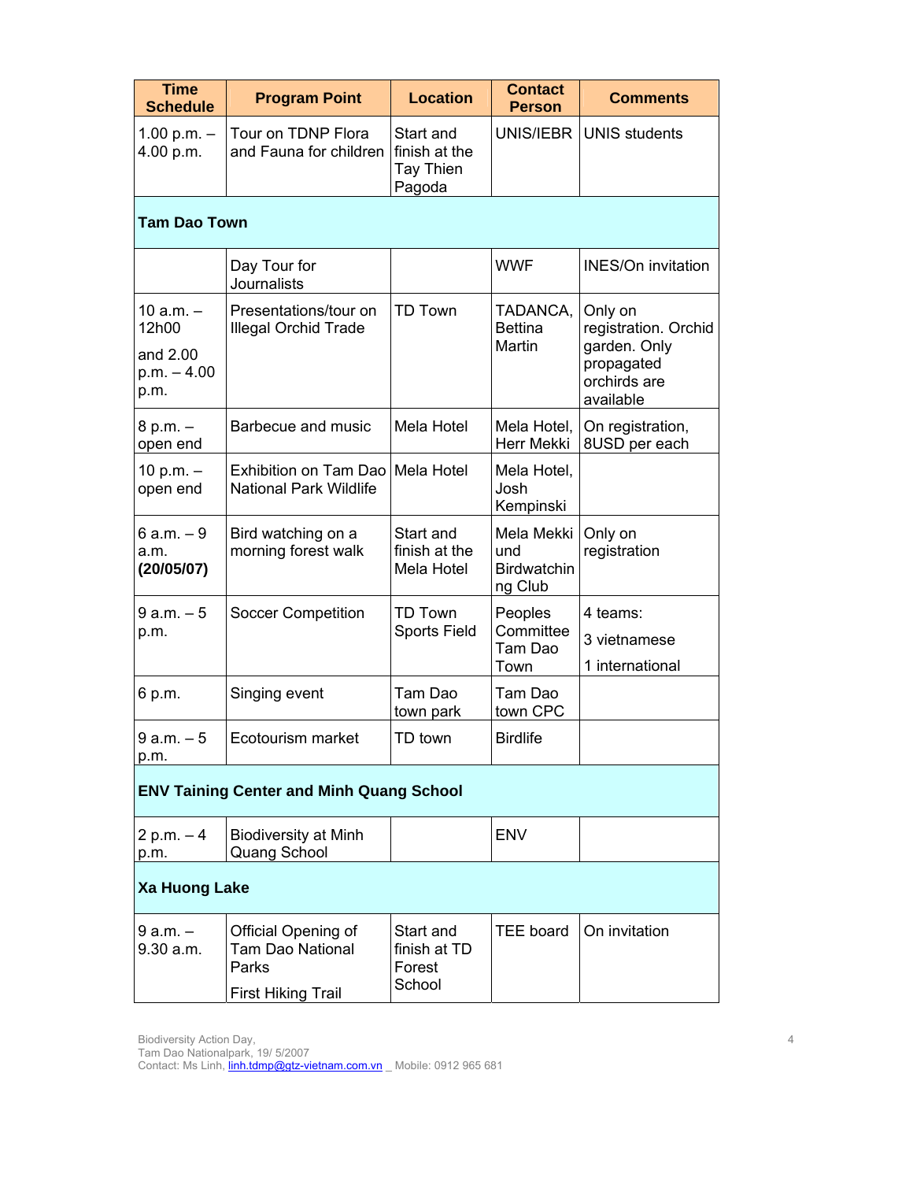| Time Schedule | Program Point | Location | Contact Person | Comments |
|---|---|---|---|---|
| 1.00 p.m. – 4.00 p.m. | Tour on TDNP Flora and Fauna for children | Start and finish at the Tay Thien Pagoda | UNIS/IEBR | UNIS students |
| **Tam Dao Town** | | | | |
| | Day Tour for Journalists | | WWF | INES/On invitation |
| 10 a.m. – 12h00 and 2.00 p.m. – 4.00 p.m. | Presentations/tour on Illegal Orchid Trade | TD Town | TADANCA, Bettina Martin | Only on registration. Orchid garden. Only propagated orchirds are available |
| 8 p.m. – open end | Barbecue and music | Mela Hotel | Mela Hotel, Herr Mekki | On registration, 8USD per each |
| 10 p.m. – open end | Exhibition on Tam Dao National Park Wildlife | Mela Hotel | Mela Hotel, Josh Kempinski | |
| 6 a.m. – 9 a.m. **(20/05/07)** | Bird watching on a morning forest walk | Start and finish at the Mela Hotel | Mela Mekki und Birdwatching Club | Only on registration |
| 9 a.m. – 5 p.m. | Soccer Competition | TD Town Sports Field | Peoples Committee Tam Dao Town | 4 teams: 3 vietnamese 1 international |
| 6 p.m. | Singing event | Tam Dao town park | Tam Dao town CPC | |
| 9 a.m. – 5 p.m. | Ecotourism market | TD town | Birdlife | |
| **ENV Taining Center and Minh Quang School** | | | | |
| 2 p.m. – 4 p.m. | Biodiversity at Minh Quang School | | ENV | |
| **Xa Huong Lake** | | | | |
| 9 a.m. – 9.30 a.m. | Official Opening of Tam Dao National Parks First Hiking Trail | Start and finish at TD Forest School | TEE board | On invitation |

Biodiversity Action Day,
Tam Dao Nationalpark, 19/ 5/2007
Contact: Ms Linh, linh.tdmp@gtz-vietnam.com.vn _ Mobile: 0912 965 681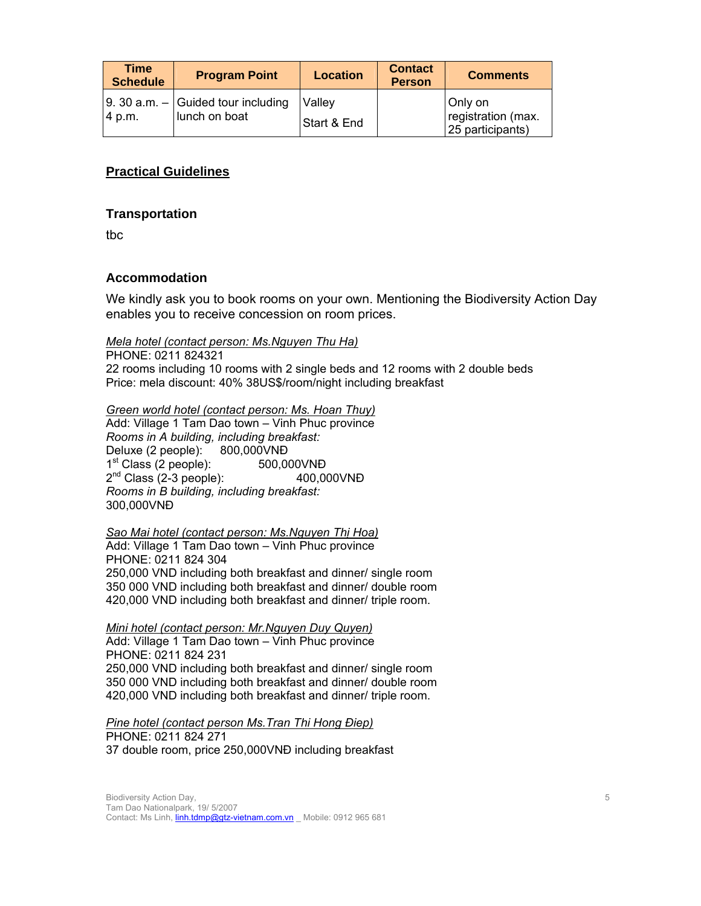| Time Schedule | Program Point | Location | Contact Person | Comments |
| --- | --- | --- | --- | --- |
| 9. 30 a.m. – 4 p.m. | Guided tour including lunch on boat | Valley<br>Start & End | | Only on registration (max. 25 participants) |

## Practical Guidelines

### Transportation

tbc

### Accommodation

We kindly ask you to book rooms on your own. Mentioning the Biodiversity Action Day enables you to receive concession on room prices.

*Mela hotel (contact person: Ms.Nguyen Thu Ha)*
PHONE: 0211 824321
22 rooms including 10 rooms with 2 single beds and 12 rooms with 2 double beds
Price: mela discount: 40% 38US$/room/night including breakfast

*Green world hotel (contact person: Ms. Hoan Thuy)*
Add: Village 1 Tam Dao town – Vinh Phuc province
*Rooms in A building, including breakfast:*
Deluxe (2 people): 800,000VNĐ
1st Class (2 people): 500,000VNĐ
2nd Class (2-3 people): 400,000VNĐ
*Rooms in B building, including breakfast:*
300,000VNĐ

*Sao Mai hotel (contact person: Ms.Nguyen Thi Hoa)*
Add: Village 1 Tam Dao town – Vinh Phuc province
PHONE: 0211 824 304
250,000 VND including both breakfast and dinner/ single room
350 000 VND including both breakfast and dinner/ double room
420,000 VND including both breakfast and dinner/ triple room.

*Mini hotel (contact person: Mr.Nguyen Duy Quyen)*
Add: Village 1 Tam Dao town – Vinh Phuc province
PHONE: 0211 824 231
250,000 VND including both breakfast and dinner/ single room
350 000 VND including both breakfast and dinner/ double room
420,000 VND including both breakfast and dinner/ triple room.

*Pine hotel (contact person Ms.Tran Thi Hong Điep)*
PHONE: 0211 824 271
37 double room, price 250,000VNĐ including breakfast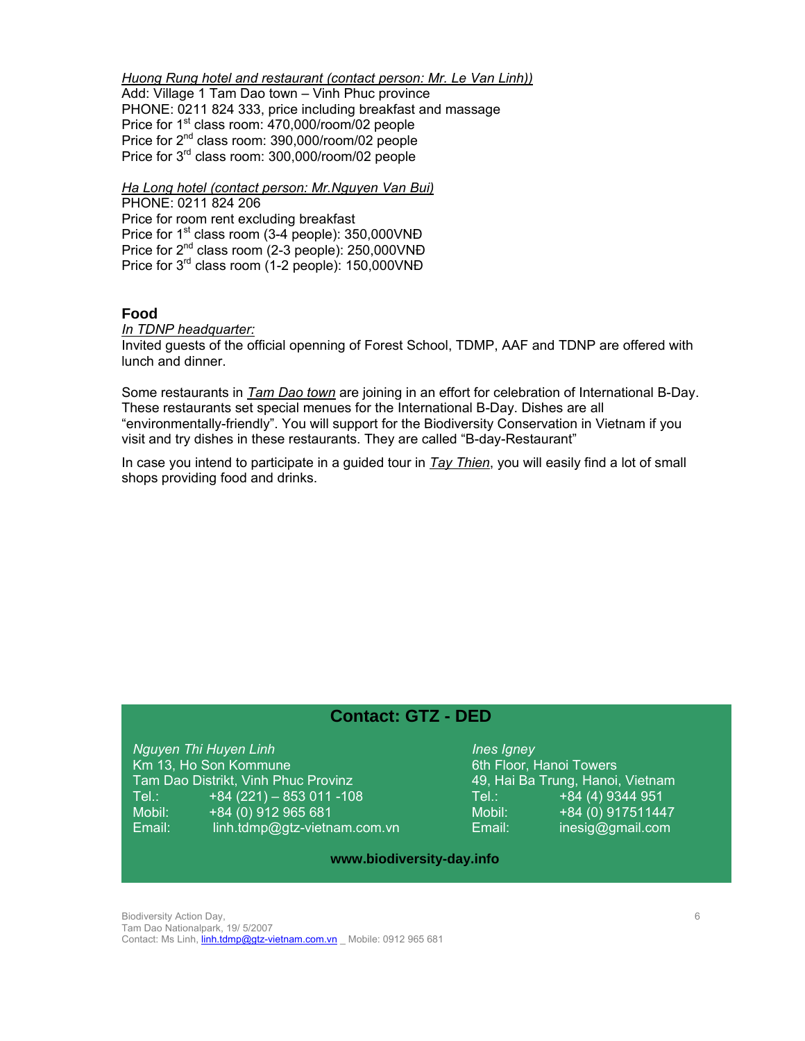*Huong Rung hotel and restaurant (contact person: Mr. Le Van Linh))*
Add: Village 1 Tam Dao town – Vinh Phuc province
PHONE: 0211 824 333, price including breakfast and massage
Price for 1st class room: 470,000/room/02 people
Price for 2nd class room: 390,000/room/02 people
Price for 3rd class room: 300,000/room/02 people

*Ha Long hotel (contact person: Mr.Nguyen Van Bui)*
PHONE: 0211 824 206
Price for room rent excluding breakfast
Price for 1st class room (3-4 people): 350,000VNĐ
Price for 2nd class room (2-3 people): 250,000VNĐ
Price for 3rd class room (1-2 people): 150,000VNĐ

## Food

*In TDNP headquarter:*
Invited guests of the official openning of Forest School, TDMP, AAF and TDNP are offered with lunch and dinner.

Some restaurants in *Tam Dao town* are joining in an effort for celebration of International B-Day. These restaurants set special menues for the International B-Day. Dishes are all "environmentally-friendly". You will support for the Biodiversity Conservation in Vietnam if you visit and try dishes in these restaurants. They are called "B-day-Restaurant"

In case you intend to participate in a guided tour in *Tay Thien*, you will easily find a lot of small shops providing food and drinks.

## Contact: GTZ - DED

*Nguyen Thi Huyen Linh*
Km 13, Ho Son Kommune
Tam Dao Distrikt, Vinh Phuc Provinz
Tel.: +84 (221) – 853 011 -108
Mobil: +84 (0) 912 965 681
Email: linh.tdmp@gtz-vietnam.com.vn

*Ines Igney*
6th Floor, Hanoi Towers
49, Hai Ba Trung, Hanoi, Vietnam
Tel.: +84 (4) 9344 951
Mobil: +84 (0) 917511447
Email: inesig@gmail.com

**www.biodiversity-day.info**